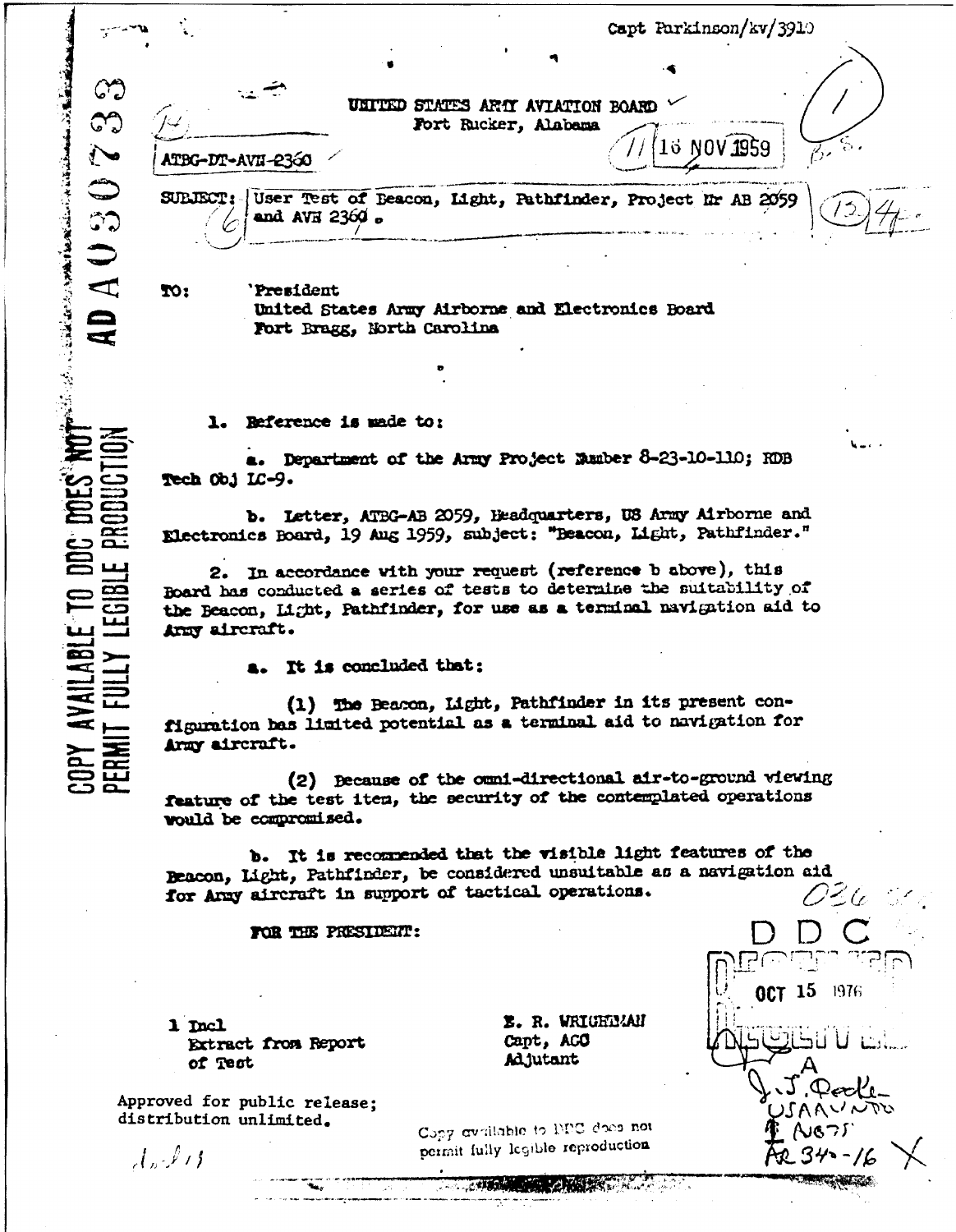Capt Parkinson/kv/3910

UNITED STATES ARMY AVIATION BOARD
Fort Rucker, Alabama

ATBG-DT-AVN-2360

16 NOV 1959

SUBJECT: User Test of Beacon, Light, Pathfinder, Project Nr AB 2059 and AVN 2360.

TO: President
United States Army Airborne and Electronics Board
Fort Bragg, North Carolina

1. Reference is made to:

a. Department of the Army Project Number 8-23-10-110; RDB Tech Obj LC-9.

b. Letter, ATBG-AB 2059, Headquarters, US Army Airborne and Electronics Board, 19 Aug 1959, subject: "Beacon, Light, Pathfinder."

2. In accordance with your request (reference b above), this Board has conducted a series of tests to determine the suitability of the Beacon, Light, Pathfinder, for use as a terminal navigation aid to Army aircraft.

a. It is concluded that:

(1) The Beacon, Light, Pathfinder in its present configuration has limited potential as a terminal aid to navigation for Army aircraft.

(2) Because of the omni-directional air-to-ground viewing feature of the test item, the security of the contemplated operations would be compromised.

b. It is recommended that the visible light features of the Beacon, Light, Pathfinder, be considered unsuitable as a navigation aid for Army aircraft in support of tactical operations.

FOR THE PRESIDENT:

1 Incl
Extract from Report of Test

E. R. WRIGHTMAN
Capt, AGC
Adjutant

Approved for public release; distribution unlimited.

Copy available to DDC does not permit fully legible reproduction

DDC
OCT 15 1976

COPY AVAILABLE TO DDC DOES NOT PERMIT FULLY LEGIBLE PRODUCTION

AD A030733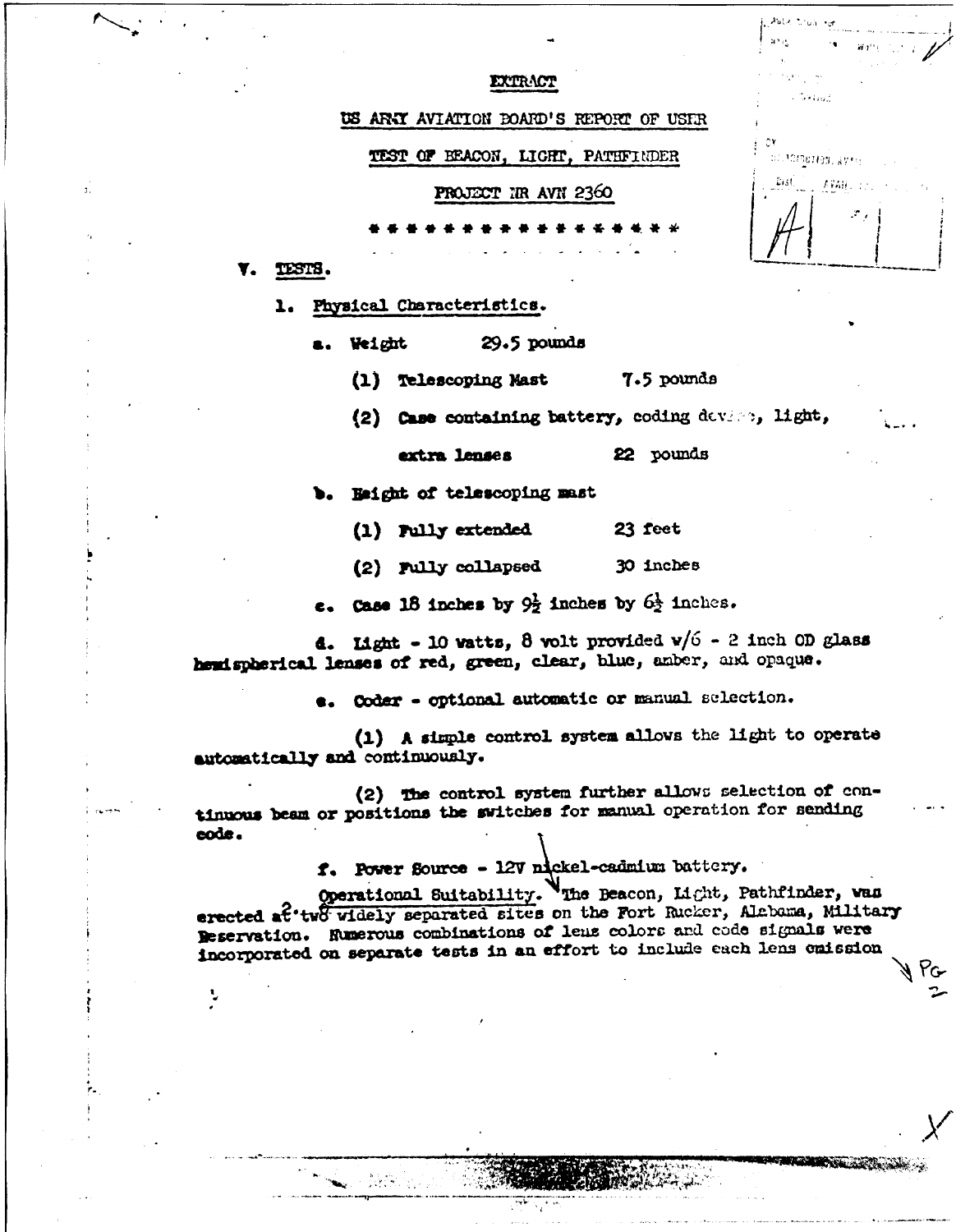EXTRACT

US ARMY AVIATION BOARD'S REPORT OF USER

TEST OF BEACON, LIGHT, PATHFINDER

PROJECT NR AVN 2360

* * * * * * * * * * * * * * * * * *

V. TESTS.

1. Physical Characteristics.

a. Weight 29.5 pounds

(1) Telescoping Mast 7.5 pounds

(2) Case containing battery, coding device, light, extra lenses 22 pounds

b. Height of telescoping mast

(1) Fully extended 23 feet

(2) Fully collapsed 30 inches

c. Case 18 inches by 9½ inches by 6½ inches.

d. Light - 10 watts, 8 volt provided w/6 - 2 inch OD glass hemispherical lenses of red, green, clear, blue, amber, and opaque.

e. Coder - optional automatic or manual selection.

(1) A simple control system allows the light to operate automatically and continuously.

(2) The control system further allows selection of continuous beam or positions the switches for manual operation for sending code.

f. Power Source - 12V nickel-cadmium battery.

2. Operational Suitability. The Beacon, Light, Pathfinder, was erected at two widely separated sites on the Fort Rucker, Alabama, Military Reservation. Numerous combinations of lens colors and code signals were incorporated on separate tests in an effort to include each lens emission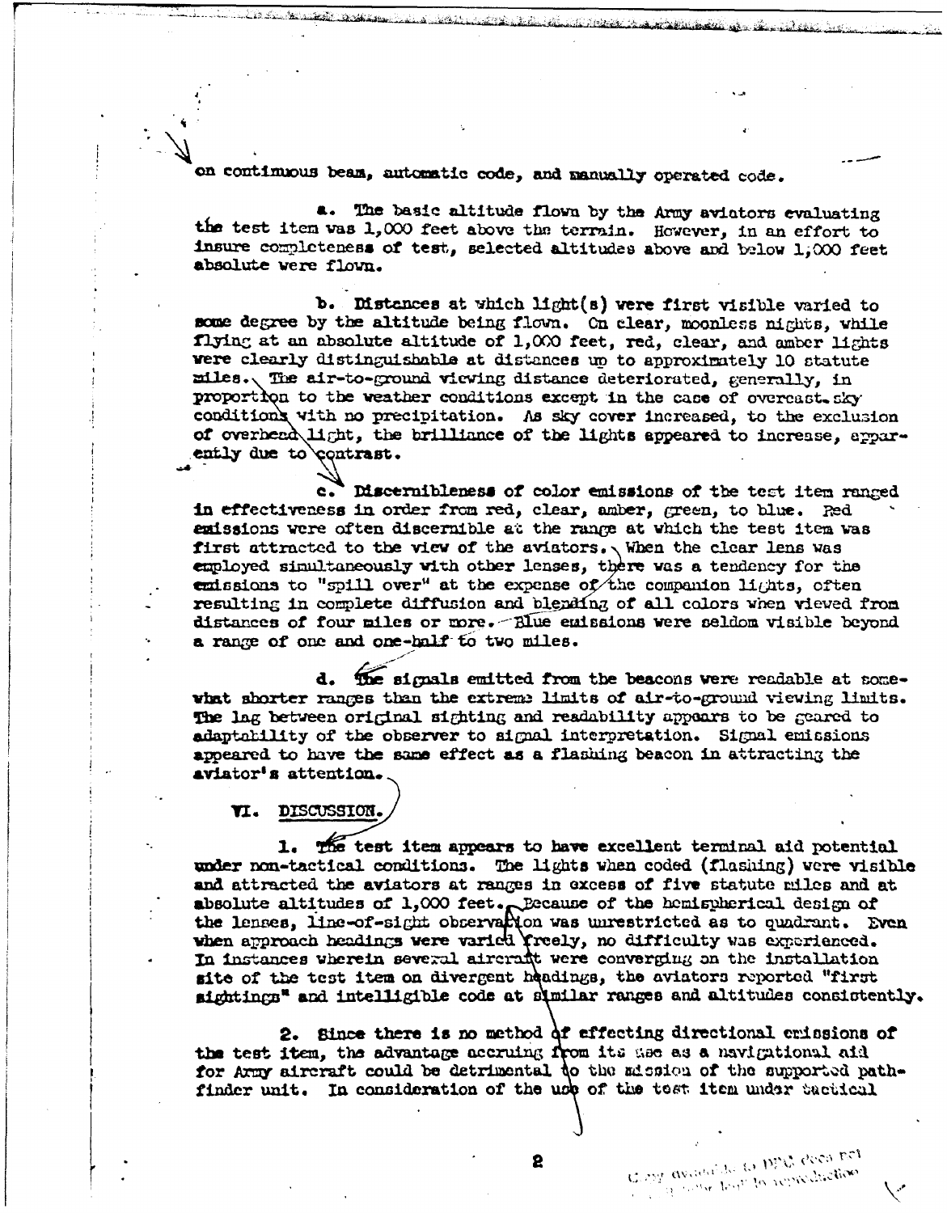on continuous beam, automatic code, and manually operated code.

a. The basic altitude flown by the Army aviators evaluating the test item was 1,000 feet above the terrain. However, in an effort to insure completeness of test, selected altitudes above and below 1,000 feet absolute were flown.

b. Distances at which light(s) were first visible varied to some degree by the altitude being flown. On clear, moonless nights, while flying at an absolute altitude of 1,000 feet, red, clear, and amber lights were clearly distinguishable at distances up to approximately 10 statute miles. The air-to-ground viewing distance deteriorated, generally, in proportion to the weather conditions except in the case of overcast sky conditions with no precipitation. As sky cover increased, to the exclusion of overhead light, the brilliance of the lights appeared to increase, apparently due to contrast.

c. Discernibleness of color emissions of the test item ranged in effectiveness in order from red, clear, amber, green, to blue. Red emissions were often discernible at the range at which the test item was first attracted to the view of the aviators. When the clear lens was employed simultaneously with other lenses, there was a tendency for the emissions to "spill over" at the expense of the companion lights, often resulting in complete diffusion and blending of all colors when viewed from distances of four miles or more. Blue emissions were seldom visible beyond a range of one and one-half to two miles.

d. The signals emitted from the beacons were readable at somewhat shorter ranges than the extreme limits of air-to-ground viewing limits. The lag between original sighting and readability appears to be geared to adaptability of the observer to signal interpretation. Signal emissions appeared to have the same effect as a flashing beacon in attracting the aviator's attention.

## VI. DISCUSSION.

1. The test item appears to have excellent terminal aid potential under non-tactical conditions. The lights when coded (flashing) were visible and attracted the aviators at ranges in excess of five statute miles and at absolute altitudes of 1,000 feet. Because of the hemispherical design of the lenses, line-of-sight observation was unrestricted as to quadrant. Even when approach headings were varied freely, no difficulty was experienced. In instances wherein several aircraft were converging on the installation site of the test item on divergent headings, the aviators reported "first sightings" and intelligible code at similar ranges and altitudes consistently.

2. Since there is no method of effecting directional emissions of the test item, the advantage accruing from its use as a navigational aid for Army aircraft could be detrimental to the mission of the supported pathfinder unit. In consideration of the use of the test item under tactical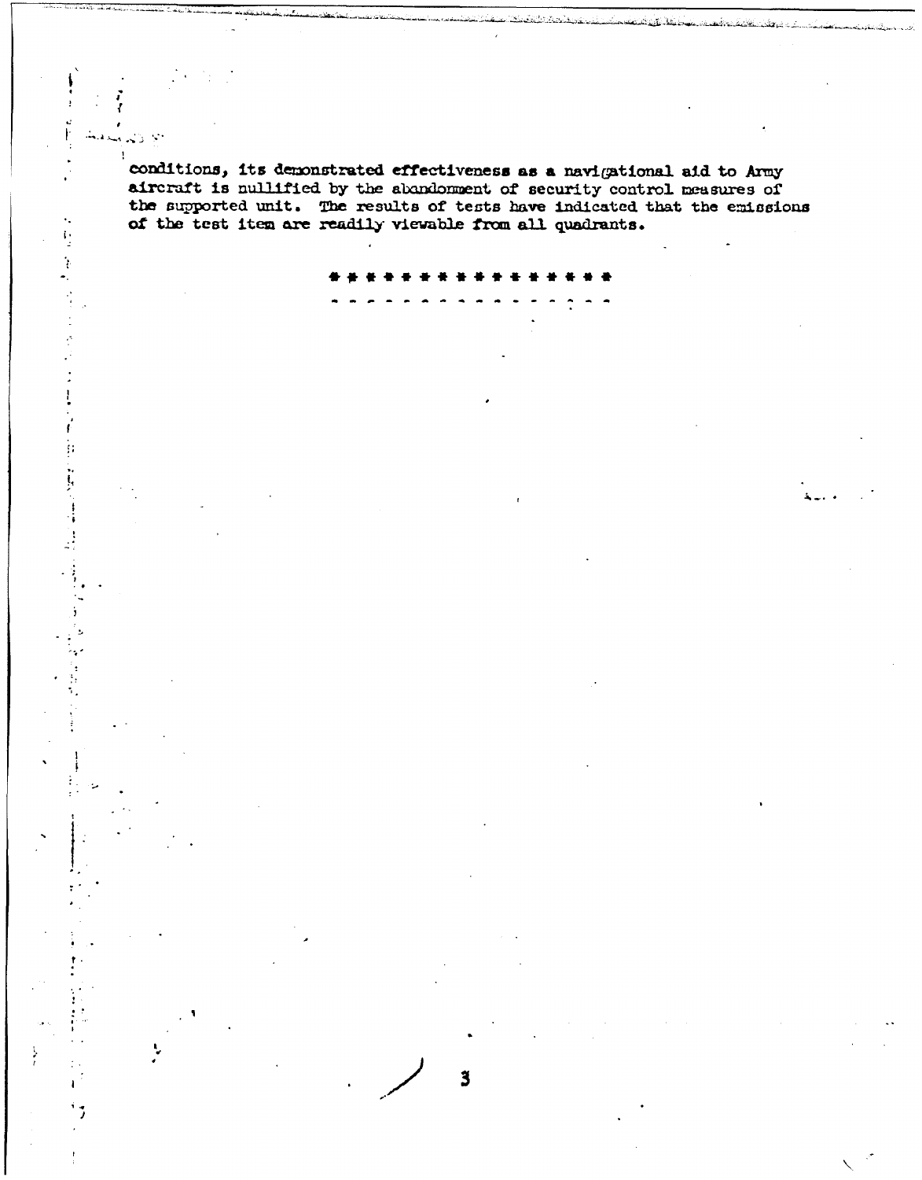conditions, its demonstrated effectiveness as a navigational aid to Army aircraft is nullified by the abandonment of security control measures of the supported unit. The results of tests have indicated that the emissions of the test item are readily viewable from all quadrants.

\* \* \* \* \* \* \* \* \* \* \* \* \* \* \* \* \*

\- - - - - - - - - - - - - - - - -